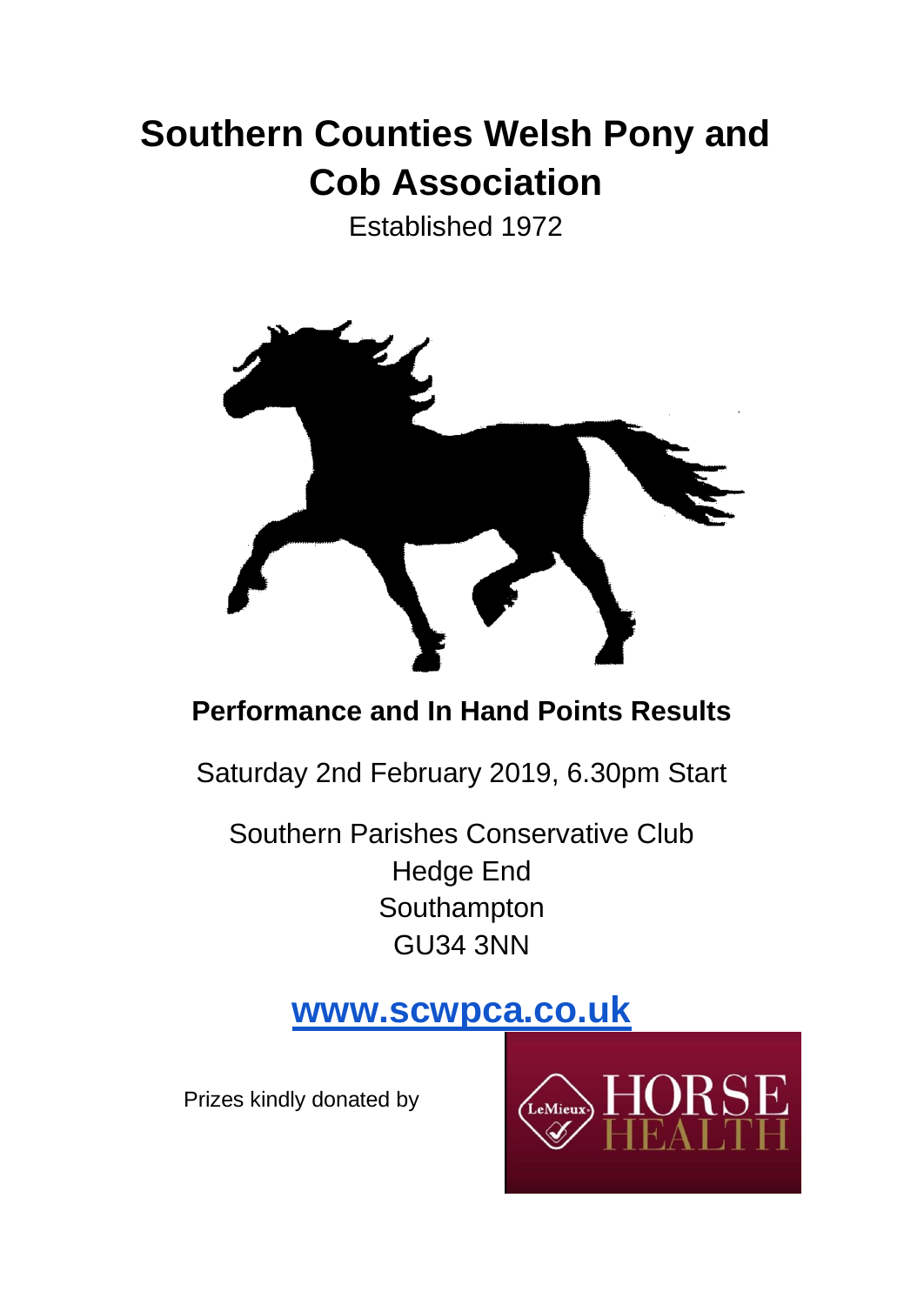# Southern Counties Welsh Pony and Cob Association

Established 1972

## Performance and In Hand Points Results

Saturday 2nd February 2019, 6.30pm Start

Southern Parishes Conservative Club
Hedge End
Southampton
GU34 3NN

**[www.scwpca.co.uk](http://www.scwpca.co.uk)**

Prizes kindly donated by

LeMieux HORSE HEALTH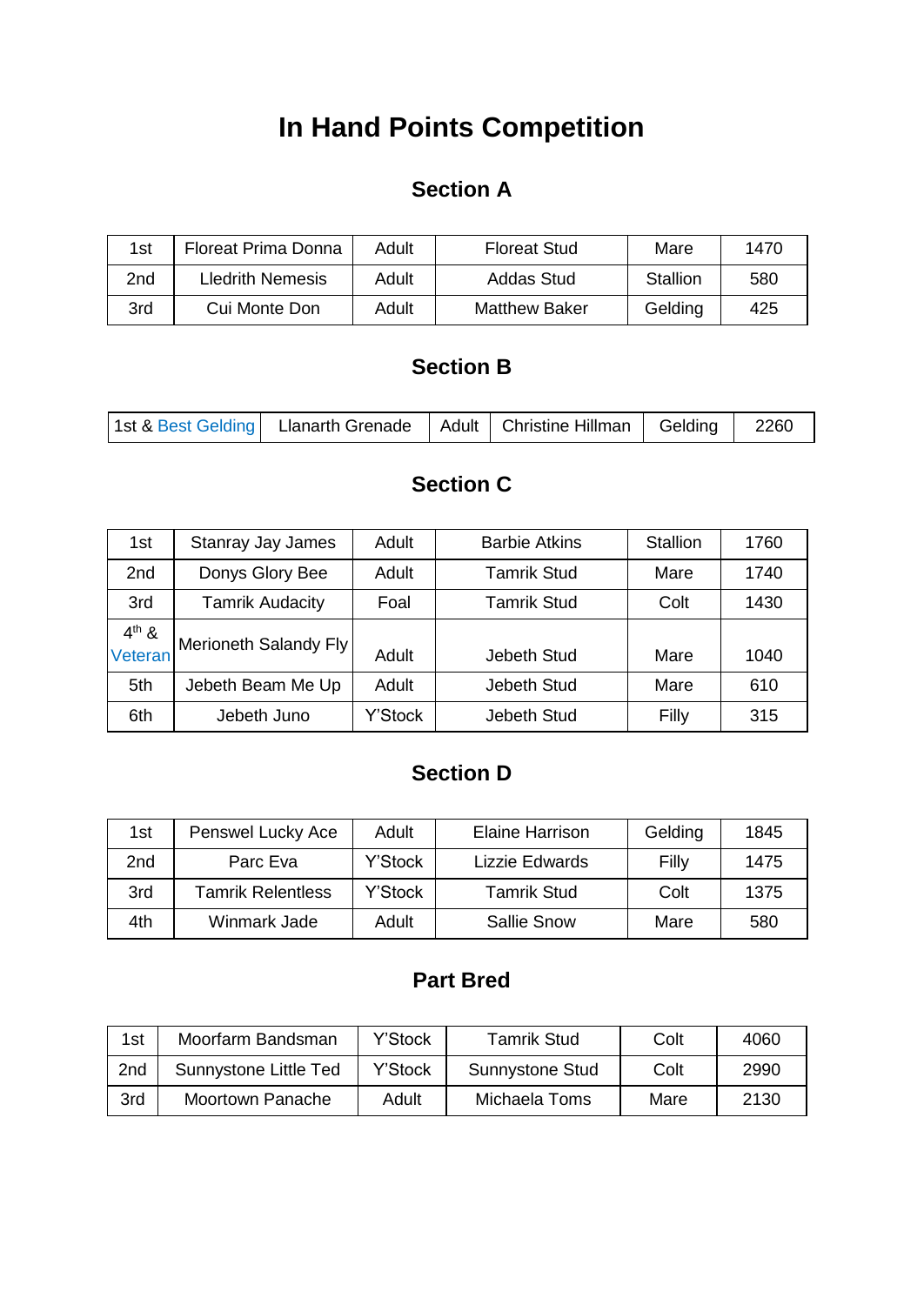# In Hand Points Competition

## Section A

| | | | | | |
|---|---|---|---|---|---|
| 1st | Floreat Prima Donna | Adult | Floreat Stud | Mare | 1470 |
| 2nd | Lledrith Nemesis | Adult | Addas Stud | Stallion | 580 |
| 3rd | Cui Monte Don | Adult | Matthew Baker | Gelding | 425 |

## Section B

| | | | | | |
|---|---|---|---|---|---|
| 1st & Best Gelding | Llanarth Grenade | Adult | Christine Hillman | Gelding | 2260 |

## Section C

| | | | | | |
|---|---|---|---|---|---|
| 1st | Stanray Jay James | Adult | Barbie Atkins | Stallion | 1760 |
| 2nd | Donys Glory Bee | Adult | Tamrik Stud | Mare | 1740 |
| 3rd | Tamrik Audacity | Foal | Tamrik Stud | Colt | 1430 |
| 4th & Veteran | Merioneth Salandy Fly | Adult | Jebeth Stud | Mare | 1040 |
| 5th | Jebeth Beam Me Up | Adult | Jebeth Stud | Mare | 610 |
| 6th | Jebeth Juno | Y'Stock | Jebeth Stud | Filly | 315 |

## Section D

| | | | | | |
|---|---|---|---|---|---|
| 1st | Penswel Lucky Ace | Adult | Elaine Harrison | Gelding | 1845 |
| 2nd | Parc Eva | Y'Stock | Lizzie Edwards | Filly | 1475 |
| 3rd | Tamrik Relentless | Y'Stock | Tamrik Stud | Colt | 1375 |
| 4th | Winmark Jade | Adult | Sallie Snow | Mare | 580 |

## Part Bred

| | | | | | |
|---|---|---|---|---|---|
| 1st | Moorfarm Bandsman | Y'Stock | Tamrik Stud | Colt | 4060 |
| 2nd | Sunnystone Little Ted | Y'Stock | Sunnystone Stud | Colt | 2990 |
| 3rd | Moortown Panache | Adult | Michaela Toms | Mare | 2130 |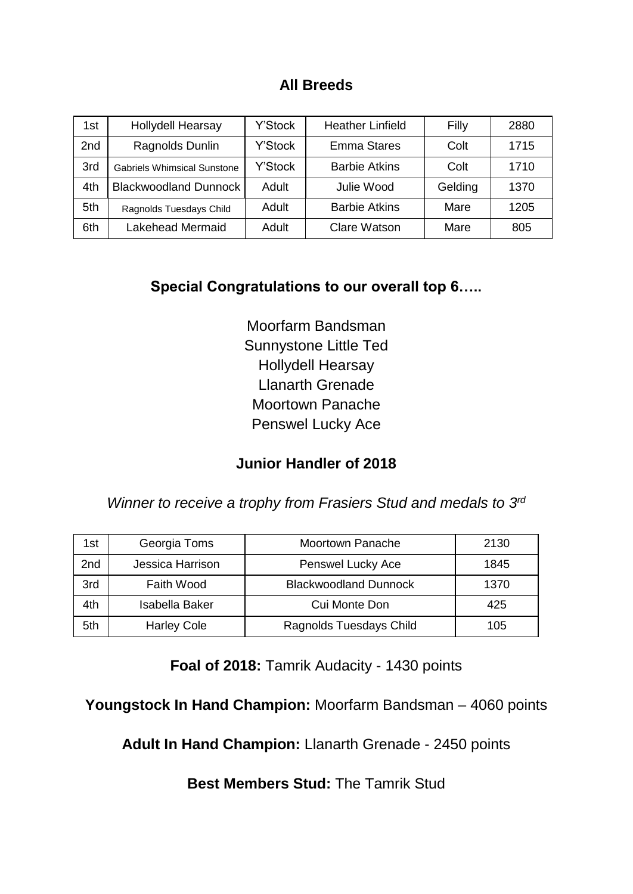## All Breeds

| | | | | | |
|---|---|---|---|---|---|
| 1st | Hollydell Hearsay | Y'Stock | Heather Linfield | Filly | 2880 |
| 2nd | Ragnolds Dunlin | Y'Stock | Emma Stares | Colt | 1715 |
| 3rd | Gabriels Whimsical Sunstone | Y'Stock | Barbie Atkins | Colt | 1710 |
| 4th | Blackwoodland Dunnock | Adult | Julie Wood | Gelding | 1370 |
| 5th | Ragnolds Tuesdays Child | Adult | Barbie Atkins | Mare | 1205 |
| 6th | Lakehead Mermaid | Adult | Clare Watson | Mare | 805 |

## Special Congratulations to our overall top 6…..

Moorfarm Bandsman
Sunnystone Little Ted
Hollydell Hearsay
Llanarth Grenade
Moortown Panache
Penswel Lucky Ace

## Junior Handler of 2018

*Winner to receive a trophy from Frasiers Stud and medals to 3rd*

| | | | |
|---|---|---|---|
| 1st | Georgia Toms | Moortown Panache | 2130 |
| 2nd | Jessica Harrison | Penswel Lucky Ace | 1845 |
| 3rd | Faith Wood | Blackwoodland Dunnock | 1370 |
| 4th | Isabella Baker | Cui Monte Don | 425 |
| 5th | Harley Cole | Ragnolds Tuesdays Child | 105 |

**Foal of 2018:** Tamrik Audacity - 1430 points

**Youngstock In Hand Champion:** Moorfarm Bandsman – 4060 points

**Adult In Hand Champion:** Llanarth Grenade - 2450 points

**Best Members Stud:** The Tamrik Stud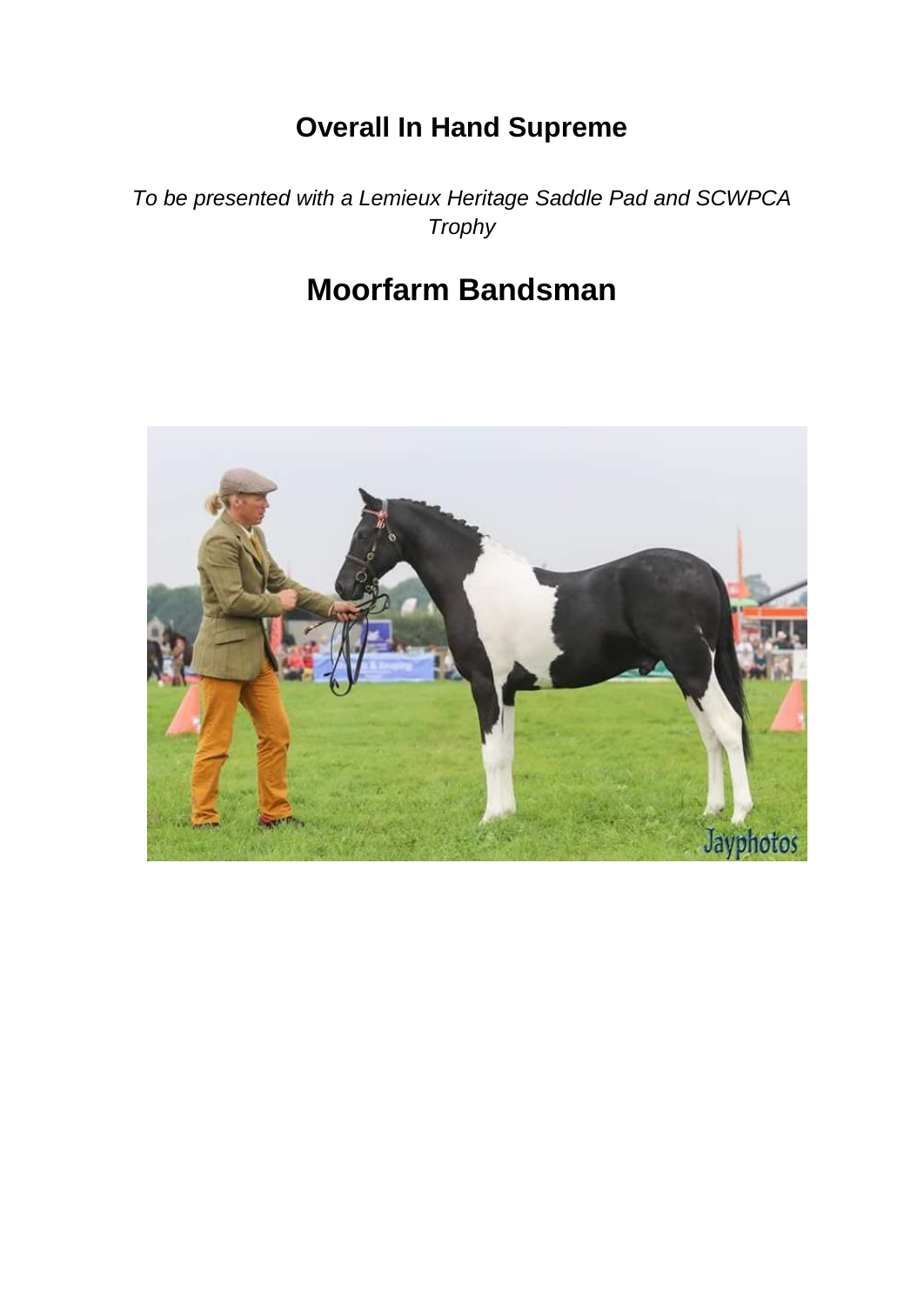# Overall In Hand Supreme

*To be presented with a Lemieux Heritage Saddle Pad and SCWPCA Trophy*

# Moorfarm Bandsman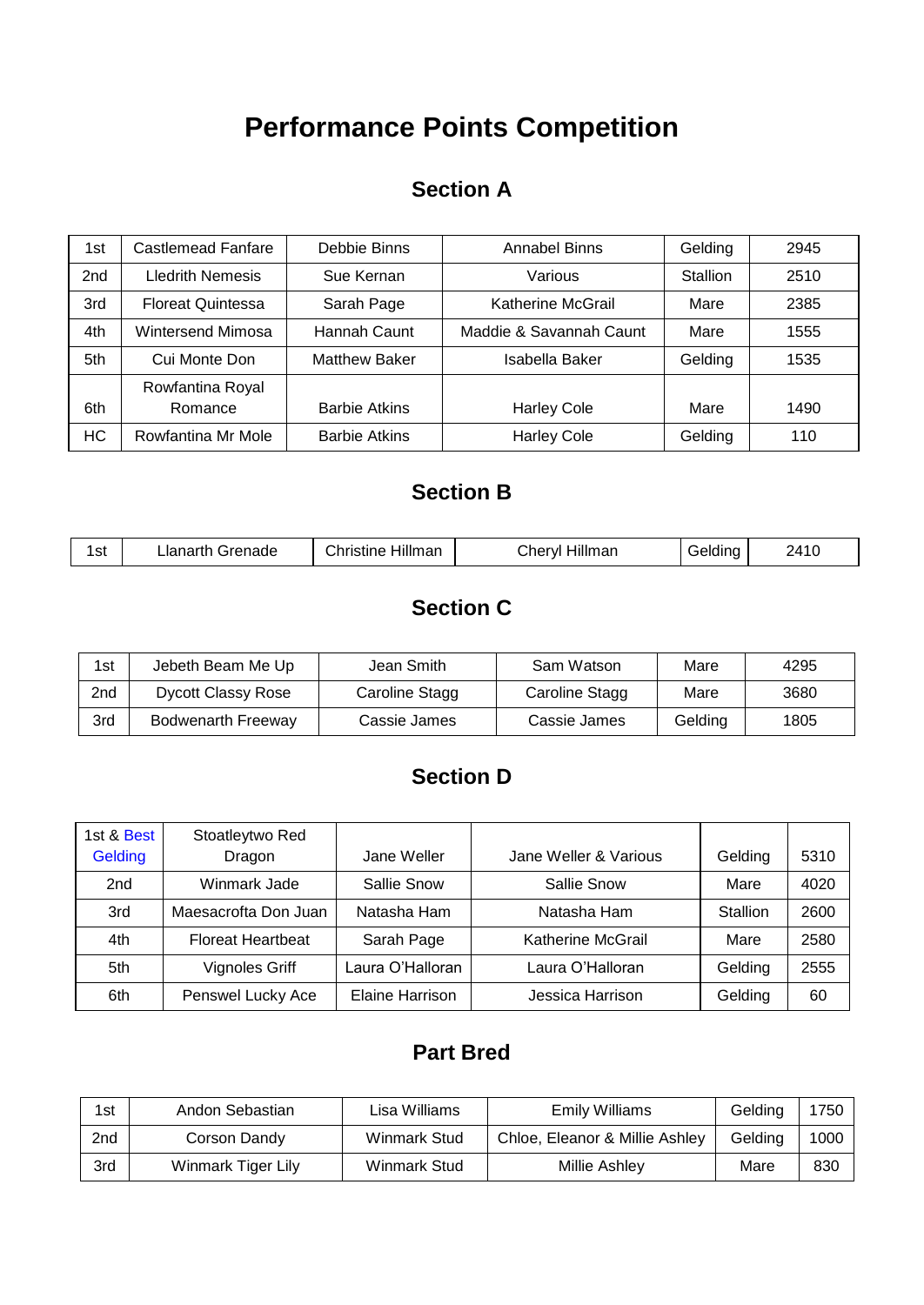# Performance Points Competition

## Section A

| | | | | | |
|---|---|---|---|---|---|
| 1st | Castlemead Fanfare | Debbie Binns | Annabel Binns | Gelding | 2945 |
| 2nd | Lledrith Nemesis | Sue Kernan | Various | Stallion | 2510 |
| 3rd | Floreat Quintessa | Sarah Page | Katherine McGrail | Mare | 2385 |
| 4th | Wintersend Mimosa | Hannah Caunt | Maddie & Savannah Caunt | Mare | 1555 |
| 5th | Cui Monte Don | Matthew Baker | Isabella Baker | Gelding | 1535 |
| 6th | Rowfantina Royal Romance | Barbie Atkins | Harley Cole | Mare | 1490 |
| HC | Rowfantina Mr Mole | Barbie Atkins | Harley Cole | Gelding | 110 |

## Section B

| | | | | | |
|---|---|---|---|---|---|
| 1st | Llanarth Grenade | Christine Hillman | Cheryl Hillman | Gelding | 2410 |

## Section C

| | | | | | |
|---|---|---|---|---|---|
| 1st | Jebeth Beam Me Up | Jean Smith | Sam Watson | Mare | 4295 |
| 2nd | Dycott Classy Rose | Caroline Stagg | Caroline Stagg | Mare | 3680 |
| 3rd | Bodwenarth Freeway | Cassie James | Cassie James | Gelding | 1805 |

## Section D

| | | | | | |
|---|---|---|---|---|---|
| 1st & Best Gelding | Stoatleytwo Red Dragon | Jane Weller | Jane Weller & Various | Gelding | 5310 |
| 2nd | Winmark Jade | Sallie Snow | Sallie Snow | Mare | 4020 |
| 3rd | Maesacrofta Don Juan | Natasha Ham | Natasha Ham | Stallion | 2600 |
| 4th | Floreat Heartbeat | Sarah Page | Katherine McGrail | Mare | 2580 |
| 5th | Vignoles Griff | Laura O'Halloran | Laura O'Halloran | Gelding | 2555 |
| 6th | Penswel Lucky Ace | Elaine Harrison | Jessica Harrison | Gelding | 60 |

## Part Bred

| | | | | | |
|---|---|---|---|---|---|
| 1st | Andon Sebastian | Lisa Williams | Emily Williams | Gelding | 1750 |
| 2nd | Corson Dandy | Winmark Stud | Chloe, Eleanor & Millie Ashley | Gelding | 1000 |
| 3rd | Winmark Tiger Lily | Winmark Stud | Millie Ashley | Mare | 830 |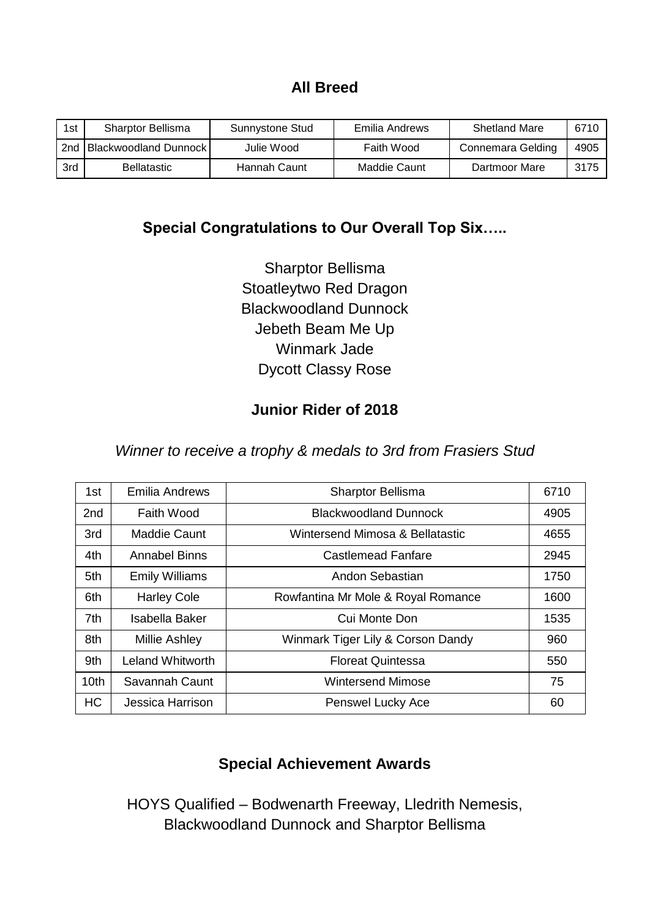## All Breed

| | | | | | |
|---|---|---|---|---|---|
| 1st | Sharptor Bellisma | Sunnystone Stud | Emilia Andrews | Shetland Mare | 6710 |
| 2nd | Blackwoodland Dunnock | Julie Wood | Faith Wood | Connemara Gelding | 4905 |
| 3rd | Bellatastic | Hannah Caunt | Maddie Caunt | Dartmoor Mare | 3175 |

## Special Congratulations to Our Overall Top Six…..

Sharptor Bellisma
Stoatleytwo Red Dragon
Blackwoodland Dunnock
Jebeth Beam Me Up
Winmark Jade
Dycott Classy Rose

## Junior Rider of 2018

*Winner to receive a trophy & medals to 3rd from Frasiers Stud*

| | | | |
|---|---|---|---|
| 1st | Emilia Andrews | Sharptor Bellisma | 6710 |
| 2nd | Faith Wood | Blackwoodland Dunnock | 4905 |
| 3rd | Maddie Caunt | Wintersend Mimosa & Bellatastic | 4655 |
| 4th | Annabel Binns | Castlemead Fanfare | 2945 |
| 5th | Emily Williams | Andon Sebastian | 1750 |
| 6th | Harley Cole | Rowfantina Mr Mole & Royal Romance | 1600 |
| 7th | Isabella Baker | Cui Monte Don | 1535 |
| 8th | Millie Ashley | Winmark Tiger Lily & Corson Dandy | 960 |
| 9th | Leland Whitworth | Floreat Quintessa | 550 |
| 10th | Savannah Caunt | Wintersend Mimose | 75 |
| HC | Jessica Harrison | Penswel Lucky Ace | 60 |

## Special Achievement Awards

HOYS Qualified – Bodwenarth Freeway, Lledrith Nemesis, Blackwoodland Dunnock and Sharptor Bellisma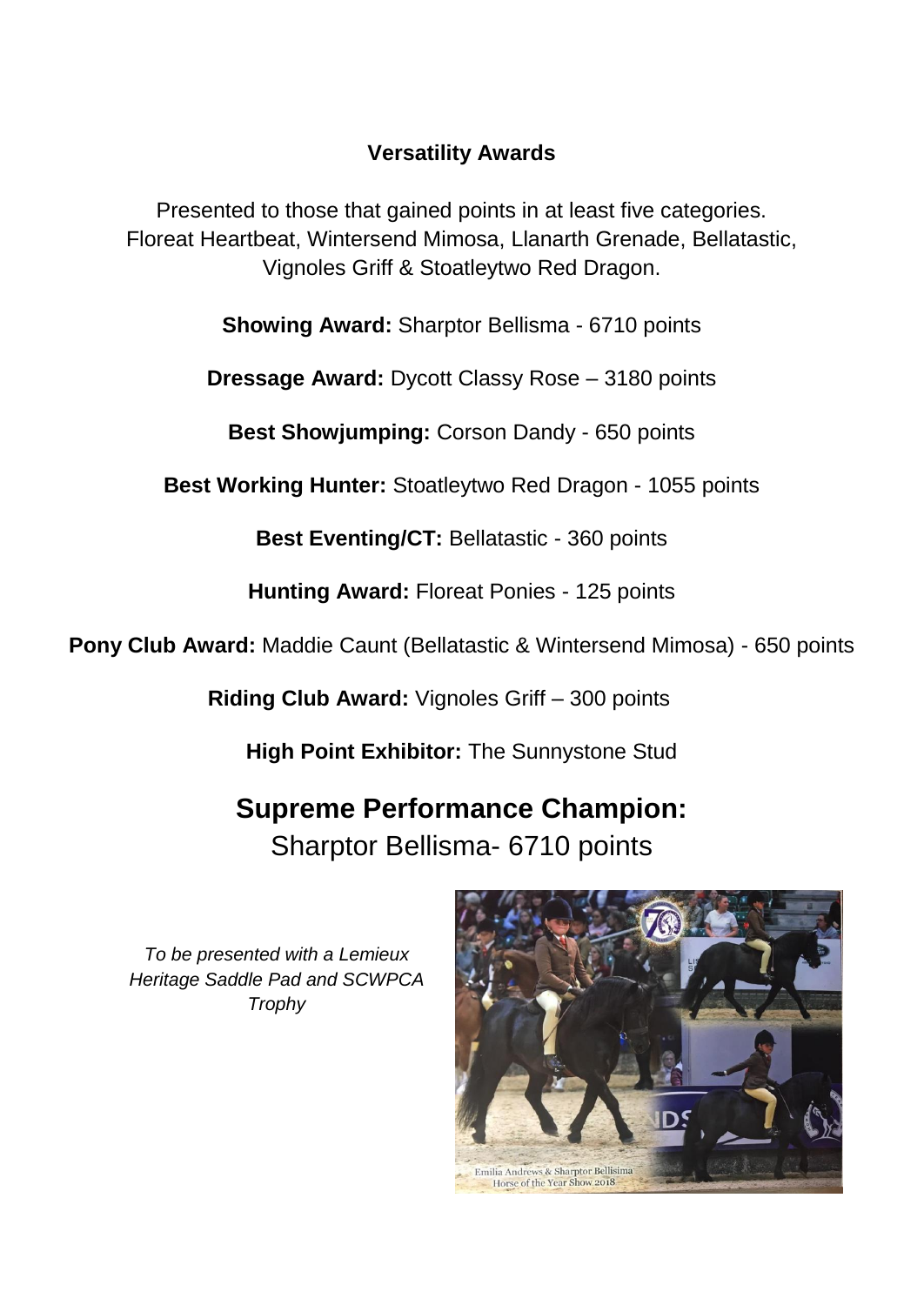## Versatility Awards

Presented to those that gained points in at least five categories. Floreat Heartbeat, Wintersend Mimosa, Llanarth Grenade, Bellatastic, Vignoles Griff & Stoatleytwo Red Dragon.

**Showing Award:** Sharptor Bellisma - 6710 points

**Dressage Award:** Dycott Classy Rose – 3180 points

**Best Showjumping:** Corson Dandy - 650 points

**Best Working Hunter:** Stoatleytwo Red Dragon - 1055 points

**Best Eventing/CT:** Bellatastic - 360 points

**Hunting Award:** Floreat Ponies - 125 points

**Pony Club Award:** Maddie Caunt (Bellatastic & Wintersend Mimosa) - 650 points

**Riding Club Award:** Vignoles Griff – 300 points

**High Point Exhibitor:** The Sunnystone Stud

## Supreme Performance Champion:

Sharptor Bellisma- 6710 points

*To be presented with a Lemieux Heritage Saddle Pad and SCWPCA Trophy*

Emilia Andrews & Sharptor Bellisima
Horse of the Year Show 2018